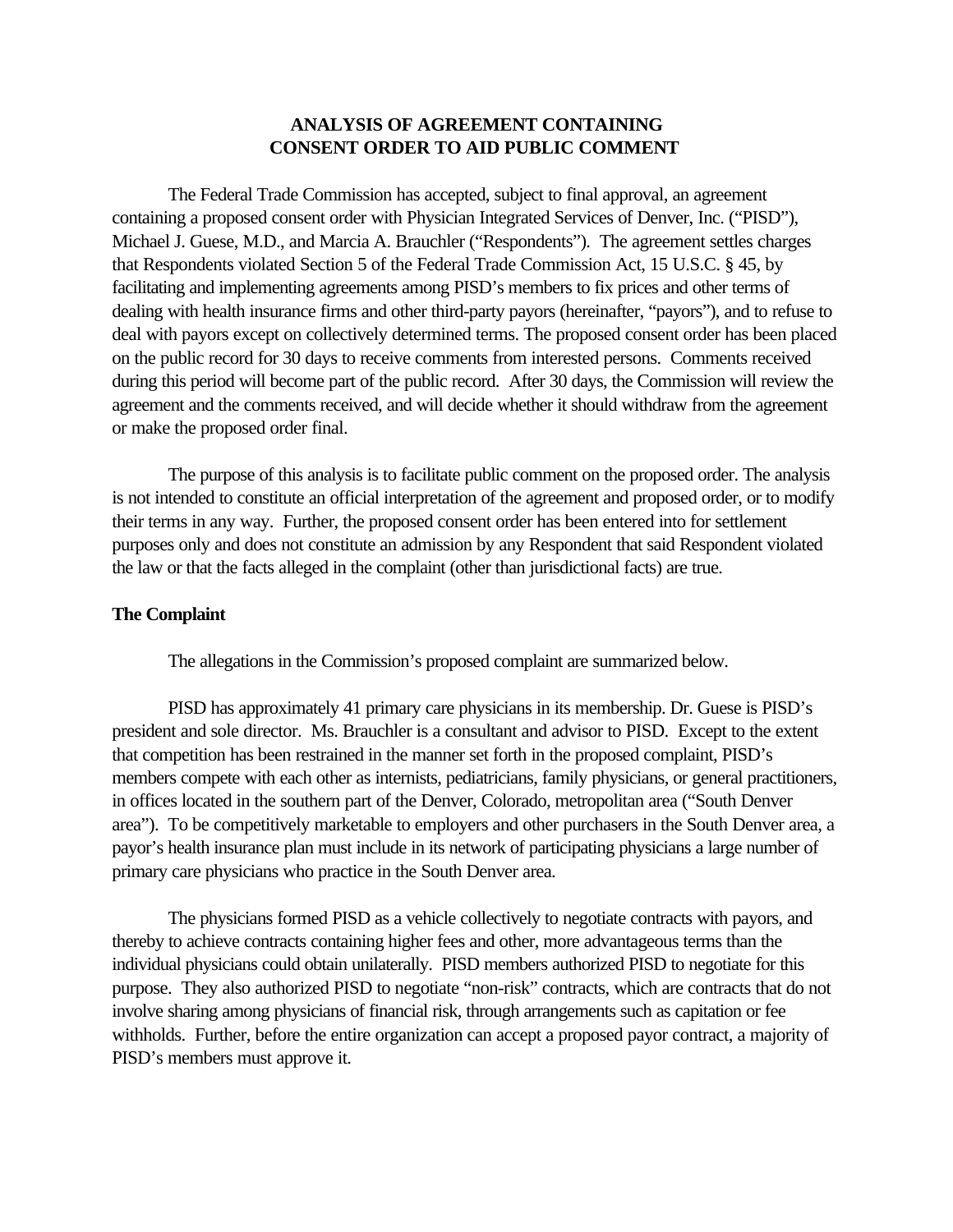# ANALYSIS OF AGREEMENT CONTAINING CONSENT ORDER TO AID PUBLIC COMMENT

The Federal Trade Commission has accepted, subject to final approval, an agreement containing a proposed consent order with Physician Integrated Services of Denver, Inc. ("PISD"), Michael J. Guese, M.D., and Marcia A. Brauchler ("Respondents"). The agreement settles charges that Respondents violated Section 5 of the Federal Trade Commission Act, 15 U.S.C. § 45, by facilitating and implementing agreements among PISD's members to fix prices and other terms of dealing with health insurance firms and other third-party payors (hereinafter, "payors"), and to refuse to deal with payors except on collectively determined terms. The proposed consent order has been placed on the public record for 30 days to receive comments from interested persons. Comments received during this period will become part of the public record. After 30 days, the Commission will review the agreement and the comments received, and will decide whether it should withdraw from the agreement or make the proposed order final.

The purpose of this analysis is to facilitate public comment on the proposed order. The analysis is not intended to constitute an official interpretation of the agreement and proposed order, or to modify their terms in any way. Further, the proposed consent order has been entered into for settlement purposes only and does not constitute an admission by any Respondent that said Respondent violated the law or that the facts alleged in the complaint (other than jurisdictional facts) are true.

**The Complaint**

The allegations in the Commission's proposed complaint are summarized below.

PISD has approximately 41 primary care physicians in its membership. Dr. Guese is PISD's president and sole director. Ms. Brauchler is a consultant and advisor to PISD. Except to the extent that competition has been restrained in the manner set forth in the proposed complaint, PISD's members compete with each other as internists, pediatricians, family physicians, or general practitioners, in offices located in the southern part of the Denver, Colorado, metropolitan area ("South Denver area"). To be competitively marketable to employers and other purchasers in the South Denver area, a payor's health insurance plan must include in its network of participating physicians a large number of primary care physicians who practice in the South Denver area.

The physicians formed PISD as a vehicle collectively to negotiate contracts with payors, and thereby to achieve contracts containing higher fees and other, more advantageous terms than the individual physicians could obtain unilaterally. PISD members authorized PISD to negotiate for this purpose. They also authorized PISD to negotiate "non-risk" contracts, which are contracts that do not involve sharing among physicians of financial risk, through arrangements such as capitation or fee withholds. Further, before the entire organization can accept a proposed payor contract, a majority of PISD's members must approve it.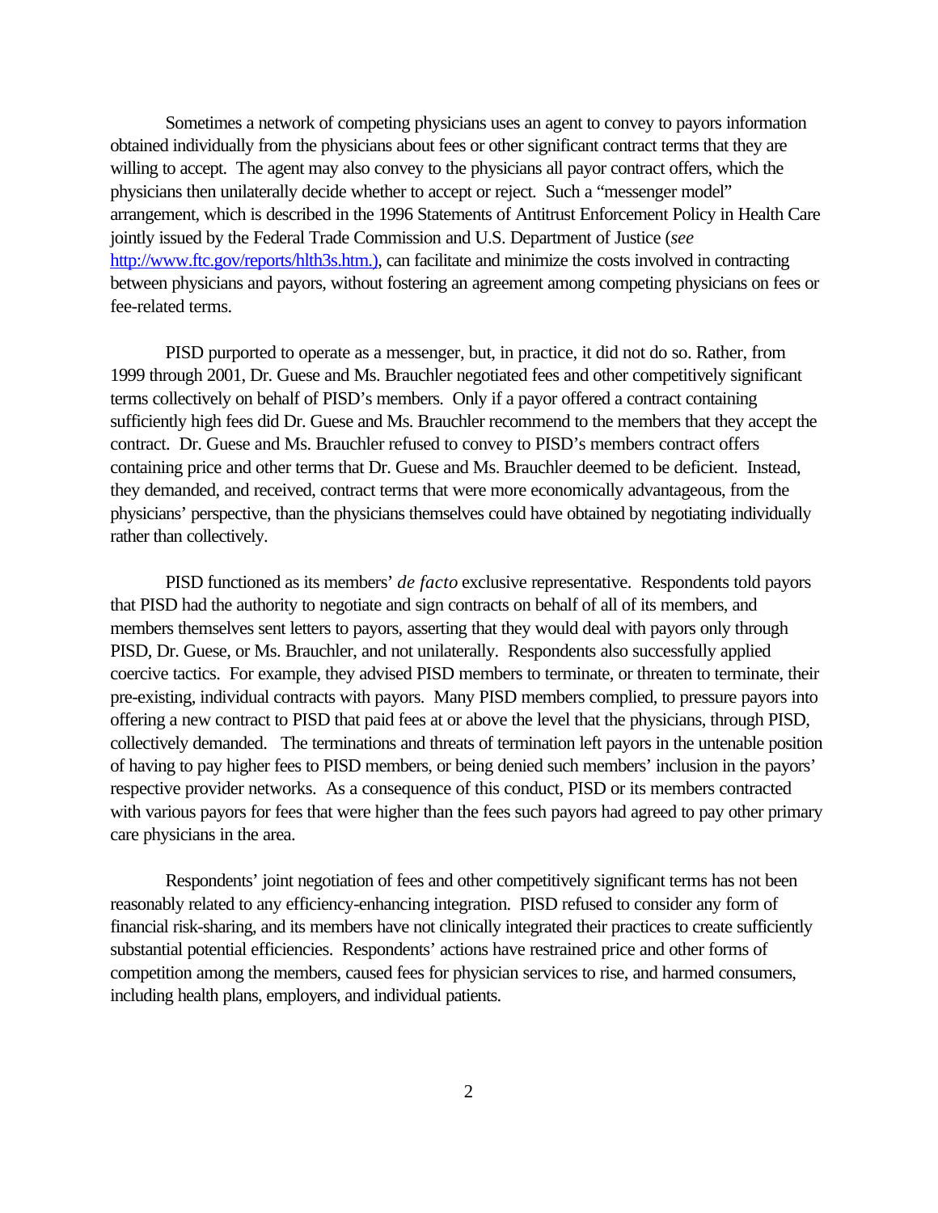Sometimes a network of competing physicians uses an agent to convey to payors information obtained individually from the physicians about fees or other significant contract terms that they are willing to accept. The agent may also convey to the physicians all payor contract offers, which the physicians then unilaterally decide whether to accept or reject. Such a "messenger model" arrangement, which is described in the 1996 Statements of Antitrust Enforcement Policy in Health Care jointly issued by the Federal Trade Commission and U.S. Department of Justice (*see* http://www.ftc.gov/reports/hlth3s.htm.), can facilitate and minimize the costs involved in contracting between physicians and payors, without fostering an agreement among competing physicians on fees or fee-related terms.

PISD purported to operate as a messenger, but, in practice, it did not do so. Rather, from 1999 through 2001, Dr. Guese and Ms. Brauchler negotiated fees and other competitively significant terms collectively on behalf of PISD's members. Only if a payor offered a contract containing sufficiently high fees did Dr. Guese and Ms. Brauchler recommend to the members that they accept the contract. Dr. Guese and Ms. Brauchler refused to convey to PISD's members contract offers containing price and other terms that Dr. Guese and Ms. Brauchler deemed to be deficient. Instead, they demanded, and received, contract terms that were more economically advantageous, from the physicians' perspective, than the physicians themselves could have obtained by negotiating individually rather than collectively.

PISD functioned as its members' *de facto* exclusive representative. Respondents told payors that PISD had the authority to negotiate and sign contracts on behalf of all of its members, and members themselves sent letters to payors, asserting that they would deal with payors only through PISD, Dr. Guese, or Ms. Brauchler, and not unilaterally. Respondents also successfully applied coercive tactics. For example, they advised PISD members to terminate, or threaten to terminate, their pre-existing, individual contracts with payors. Many PISD members complied, to pressure payors into offering a new contract to PISD that paid fees at or above the level that the physicians, through PISD, collectively demanded. The terminations and threats of termination left payors in the untenable position of having to pay higher fees to PISD members, or being denied such members' inclusion in the payors' respective provider networks. As a consequence of this conduct, PISD or its members contracted with various payors for fees that were higher than the fees such payors had agreed to pay other primary care physicians in the area.

Respondents' joint negotiation of fees and other competitively significant terms has not been reasonably related to any efficiency-enhancing integration. PISD refused to consider any form of financial risk-sharing, and its members have not clinically integrated their practices to create sufficiently substantial potential efficiencies. Respondents' actions have restrained price and other forms of competition among the members, caused fees for physician services to rise, and harmed consumers, including health plans, employers, and individual patients.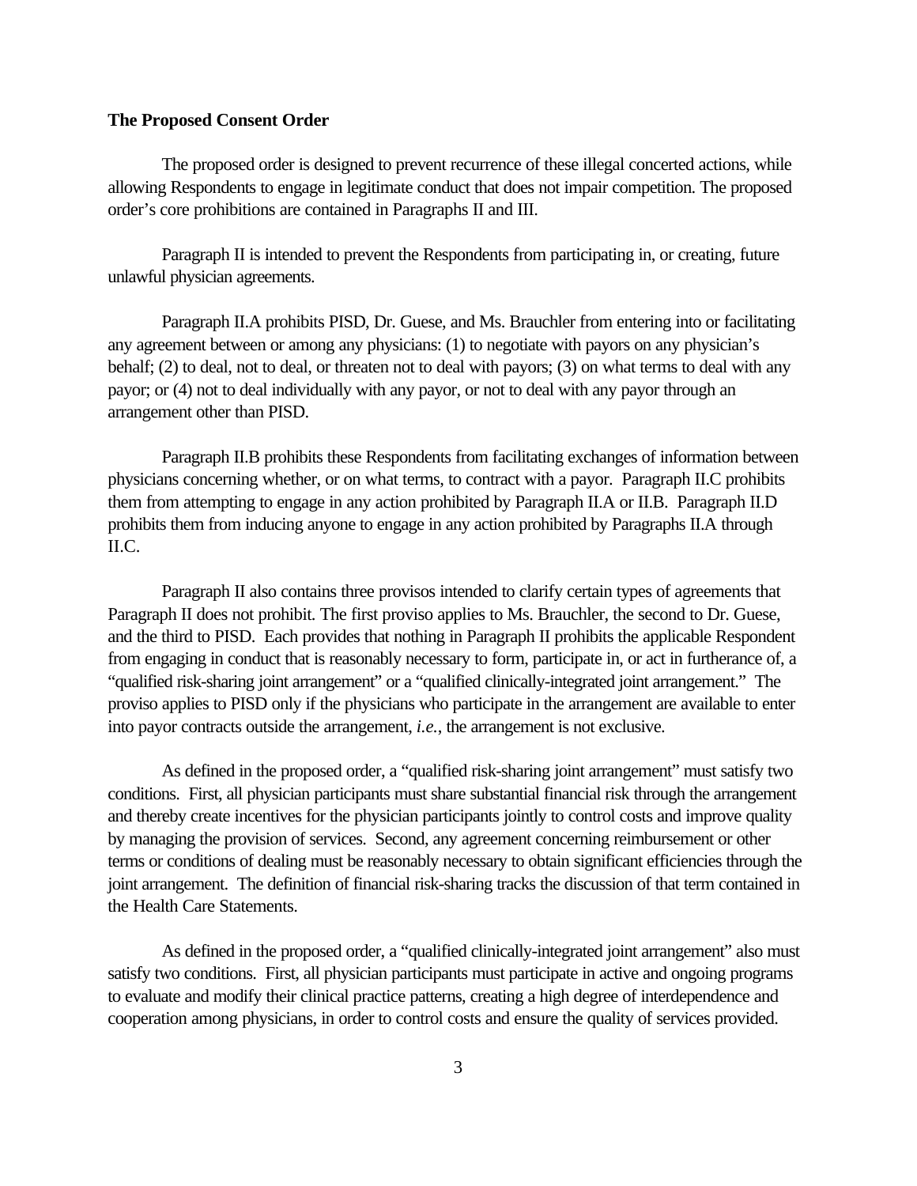**The Proposed Consent Order**

The proposed order is designed to prevent recurrence of these illegal concerted actions, while allowing Respondents to engage in legitimate conduct that does not impair competition. The proposed order's core prohibitions are contained in Paragraphs II and III.

Paragraph II is intended to prevent the Respondents from participating in, or creating, future unlawful physician agreements.

Paragraph II.A prohibits PISD, Dr. Guese, and Ms. Brauchler from entering into or facilitating any agreement between or among any physicians: (1) to negotiate with payors on any physician's behalf; (2) to deal, not to deal, or threaten not to deal with payors; (3) on what terms to deal with any payor; or (4) not to deal individually with any payor, or not to deal with any payor through an arrangement other than PISD.

Paragraph II.B prohibits these Respondents from facilitating exchanges of information between physicians concerning whether, or on what terms, to contract with a payor. Paragraph II.C prohibits them from attempting to engage in any action prohibited by Paragraph II.A or II.B. Paragraph II.D prohibits them from inducing anyone to engage in any action prohibited by Paragraphs II.A through II.C.

Paragraph II also contains three provisos intended to clarify certain types of agreements that Paragraph II does not prohibit. The first proviso applies to Ms. Brauchler, the second to Dr. Guese, and the third to PISD. Each provides that nothing in Paragraph II prohibits the applicable Respondent from engaging in conduct that is reasonably necessary to form, participate in, or act in furtherance of, a "qualified risk-sharing joint arrangement" or a "qualified clinically-integrated joint arrangement." The proviso applies to PISD only if the physicians who participate in the arrangement are available to enter into payor contracts outside the arrangement, *i.e.*, the arrangement is not exclusive.

As defined in the proposed order, a "qualified risk-sharing joint arrangement" must satisfy two conditions. First, all physician participants must share substantial financial risk through the arrangement and thereby create incentives for the physician participants jointly to control costs and improve quality by managing the provision of services. Second, any agreement concerning reimbursement or other terms or conditions of dealing must be reasonably necessary to obtain significant efficiencies through the joint arrangement. The definition of financial risk-sharing tracks the discussion of that term contained in the Health Care Statements.

As defined in the proposed order, a "qualified clinically-integrated joint arrangement" also must satisfy two conditions. First, all physician participants must participate in active and ongoing programs to evaluate and modify their clinical practice patterns, creating a high degree of interdependence and cooperation among physicians, in order to control costs and ensure the quality of services provided.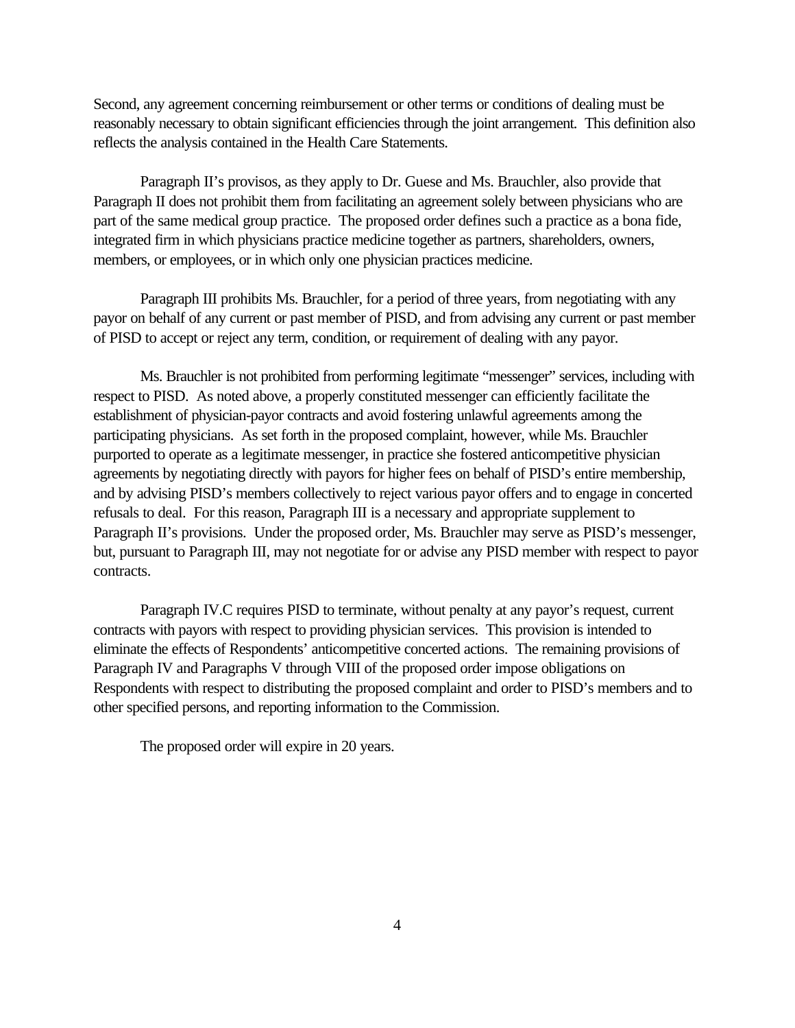Second, any agreement concerning reimbursement or other terms or conditions of dealing must be reasonably necessary to obtain significant efficiencies through the joint arrangement. This definition also reflects the analysis contained in the Health Care Statements.

Paragraph II's provisos, as they apply to Dr. Guese and Ms. Brauchler, also provide that Paragraph II does not prohibit them from facilitating an agreement solely between physicians who are part of the same medical group practice. The proposed order defines such a practice as a bona fide, integrated firm in which physicians practice medicine together as partners, shareholders, owners, members, or employees, or in which only one physician practices medicine.

Paragraph III prohibits Ms. Brauchler, for a period of three years, from negotiating with any payor on behalf of any current or past member of PISD, and from advising any current or past member of PISD to accept or reject any term, condition, or requirement of dealing with any payor.

Ms. Brauchler is not prohibited from performing legitimate "messenger" services, including with respect to PISD. As noted above, a properly constituted messenger can efficiently facilitate the establishment of physician-payor contracts and avoid fostering unlawful agreements among the participating physicians. As set forth in the proposed complaint, however, while Ms. Brauchler purported to operate as a legitimate messenger, in practice she fostered anticompetitive physician agreements by negotiating directly with payors for higher fees on behalf of PISD's entire membership, and by advising PISD's members collectively to reject various payor offers and to engage in concerted refusals to deal. For this reason, Paragraph III is a necessary and appropriate supplement to Paragraph II's provisions. Under the proposed order, Ms. Brauchler may serve as PISD's messenger, but, pursuant to Paragraph III, may not negotiate for or advise any PISD member with respect to payor contracts.

Paragraph IV.C requires PISD to terminate, without penalty at any payor's request, current contracts with payors with respect to providing physician services. This provision is intended to eliminate the effects of Respondents' anticompetitive concerted actions. The remaining provisions of Paragraph IV and Paragraphs V through VIII of the proposed order impose obligations on Respondents with respect to distributing the proposed complaint and order to PISD's members and to other specified persons, and reporting information to the Commission.

The proposed order will expire in 20 years.